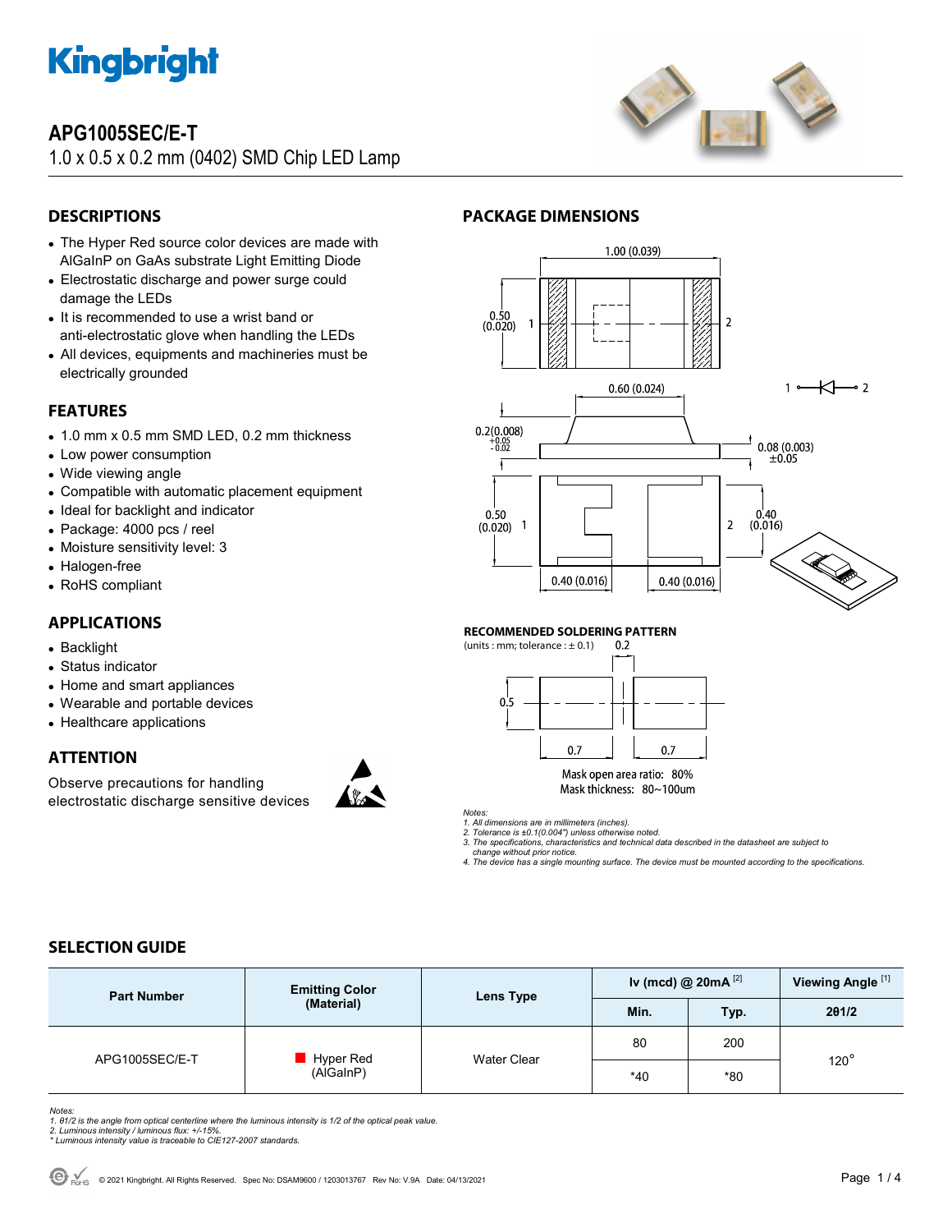# Kingbright

## APG1005SEC/E-T

1.0 x 0.5 x 0.2 mm (0402) SMD Chip LED Lamp

## DESCRIPTIONS

- The Hyper Red source color devices are made with AlGaInP on GaAs substrate Light Emitting Diode
- Electrostatic discharge and power surge could damage the LEDs
- It is recommended to use a wrist band or anti-electrostatic glove when handling the LEDs
- All devices, equipments and machineries must be electrically grounded

## FEATURES

- 1.0 mm x 0.5 mm SMD LED, 0.2 mm thickness
- Low power consumption
- Wide viewing angle
- Compatible with automatic placement equipment
- Ideal for backlight and indicator
- Package: 4000 pcs / reel
- Moisture sensitivity level: 3
- Halogen-free
- RoHS compliant

## APPLICATIONS

- Backlight
- Status indicator
- Home and smart appliances
- Wearable and portable devices
- Healthcare applications

## ATTENTION

Observe precautions for handling electrostatic discharge sensitive devices

## PACKAGE DIMENSIONS

1.00 (0.039)

0.50 (0.020)

0.60 (0.024)

0.2(0.008) +0.05 -0.02

0.08 (0.003) ±0.05

0.50 (0.020)

0.40 (0.016)

0.40 (0.016) 0.40 (0.016)

### RECOMMENDED SOLDERING PATTERN

(units : mm; tolerance : ± 0.1)

0.2

0.5

0.7 0.7

Mask open area ratio: 80%

Mask thickness: 80~100um

*Notes:*
*1. All dimensions are in millimeters (inches).*
*2. Tolerance is ±0.1(0.004") unless otherwise noted.*
*3. The specifications, characteristics and technical data described in the datasheet are subject to change without prior notice.*
*4. The device has a single mounting surface. The device must be mounted according to the specifications.*

## SELECTION GUIDE

| Part Number | Emitting Color (Material) | Lens Type | Iv (mcd) @ 20mA [2] | | Viewing Angle [1] |
|---|---|---|---|---|---|
| | | | Min. | Typ. | 2θ1/2 |
| APG1005SEC/E-T | Hyper Red (AlGaInP) | Water Clear | 80 | 200 | 120° |
| | | | *40 | *80 | |

*Notes:*
*1. θ1/2 is the angle from optical centerline where the luminous intensity is 1/2 of the optical peak value.*
*2. Luminous intensity / luminous flux: +/-15%.*
** Luminous intensity value is traceable to CIE127-2007 standards.*

© 2021 Kingbright. All Rights Reserved. Spec No: DSAM9600 / 1203013767 Rev No: V.9A Date: 04/13/2021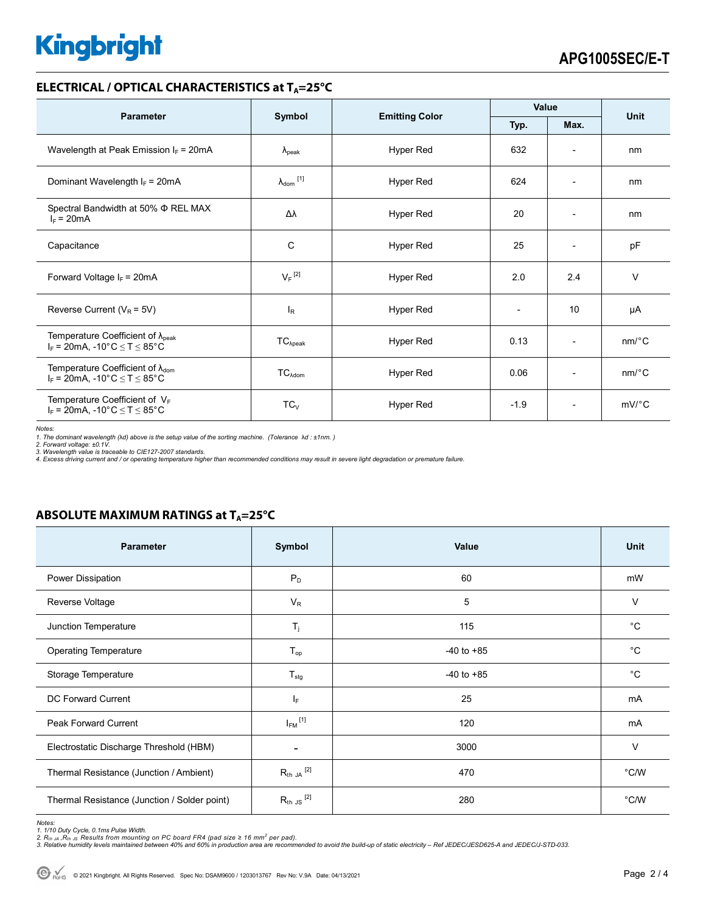## ELECTRICAL / OPTICAL CHARACTERISTICS at $T_A$=25°C

| Parameter | Symbol | Emitting Color | Value | | Unit |
|---|---|---|---|---|---|
| | | | Typ. | Max. | |
| Wavelength at Peak Emission $I_F$ = 20mA | $\lambda_{peak}$ | Hyper Red | 632 | - | nm |
| Dominant Wavelength $I_F$ = 20mA | $\lambda_{dom}$ [1] | Hyper Red | 624 | - | nm |
| Spectral Bandwidth at 50% Φ REL MAX $I_F$ = 20mA | Δλ | Hyper Red | 20 | - | nm |
| Capacitance | C | Hyper Red | 25 | - | pF |
| Forward Voltage $I_F$ = 20mA | $V_F$ [2] | Hyper Red | 2.0 | 2.4 | V |
| Reverse Current ($V_R$ = 5V) | $I_R$ | Hyper Red | - | 10 | μA |
| Temperature Coefficient of $\lambda_{peak}$ $I_F$ = 20mA, -10°C ≤ T ≤ 85°C | $TC_{\lambda peak}$ | Hyper Red | 0.13 | - | nm/°C |
| Temperature Coefficient of $\lambda_{dom}$ $I_F$ = 20mA, -10°C ≤ T ≤ 85°C | $TC_{\lambda dom}$ | Hyper Red | 0.06 | - | nm/°C |
| Temperature Coefficient of $V_F$ $I_F$ = 20mA, -10°C ≤ T ≤ 85°C | $TC_V$ | Hyper Red | -1.9 | - | mV/°C |

*Notes:*
*1. The dominant wavelength (λd) above is the setup value of the sorting machine. (Tolerance λd : ±1nm. )*
*2. Forward voltage: ±0.1V.*
*3. Wavelength value is traceable to CIE127-2007 standards.*
*4. Excess driving current and / or operating temperature higher than recommended conditions may result in severe light degradation or premature failure.*

## ABSOLUTE MAXIMUM RATINGS at $T_A$=25°C

| Parameter | Symbol | Value | Unit |
|---|---|---|---|
| Power Dissipation | $P_D$ | 60 | mW |
| Reverse Voltage | $V_R$ | 5 | V |
| Junction Temperature | $T_j$ | 115 | °C |
| Operating Temperature | $T_{op}$ | -40 to +85 | °C |
| Storage Temperature | $T_{stg}$ | -40 to +85 | °C |
| DC Forward Current | $I_F$ | 25 | mA |
| Peak Forward Current | $I_{FM}$ [1] | 120 | mA |
| Electrostatic Discharge Threshold (HBM) | - | 3000 | V |
| Thermal Resistance (Junction / Ambient) | $R_{th\ JA}$ [2] | 470 | °C/W |
| Thermal Resistance (Junction / Solder point) | $R_{th\ JS}$ [2] | 280 | °C/W |

*Notes:*
*1. 1/10 Duty Cycle, 0.1ms Pulse Width.*
*2. $R_{th\ JA}$ ,$R_{th\ JS}$ Results from mounting on PC board FR4 (pad size ≥ 16 $mm^2$ per pad).*
*3. Relative humidity levels maintained between 40% and 60% in production area are recommended to avoid the build-up of static electricity – Ref JEDEC/JESD625-A and JEDEC/J-STD-033.*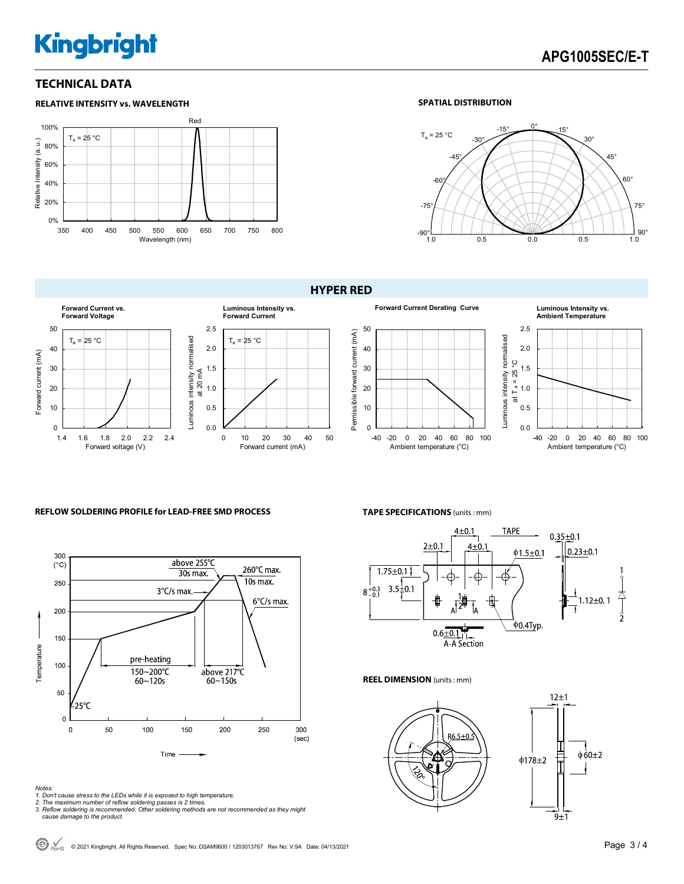## TECHNICAL DATA

### RELATIVE INTENSITY vs. WAVELENGTH

Red

$T_a$ = 25 °C

Relative Intensity (a. u.)

Wavelength (nm)

### SPATIAL DISTRIBUTION

$T_a$ = 25 °C

## HYPER RED

**Forward Current vs. Forward Voltage**

$T_a$ = 25 °C

Forward current (mA)

Forward voltage (V)

**Luminous Intensity vs. Forward Current**

$T_a$ = 25 °C

Luminous intensity normalised at 20 mA

Forward current (mA)

**Forward Current Derating Curve**

Permissible forward current (mA)

Ambient temperature (°C)

**Luminous Intensity vs. Ambient Temperature**

Luminous intensity normalised at $T_a$ = 25 °C

Ambient temperature (°C)

### REFLOW SOLDERING PROFILE for LEAD-FREE SMD PROCESS

above 255℃ 30s max.

260℃ max. 10s max.

3℃/s max.

6℃/s max.

pre-heating 150~200℃ 60~120s

above 217℃ 60~150s

25℃

Temperature (°C)

Time (sec)

*Notes:*
*1. Don't cause stress to the LEDs while it is exposed to high temperature.*
*2. The maximum number of reflow soldering passes is 2 times.*
*3. Reflow soldering is recommended. Other soldering methods are not recommended as they might cause damage to the product.*

### TAPE SPECIFICATIONS (units : mm)

4±0.1, TAPE, 2±0.1, 4±0.1, ϕ1.5±0.1, 0.35±0.1, 0.23±0.1, 1.75±0.1, $8^{+0.3}_{-0.1}$, 3.5±0.1, 1.12±0.1, ϕ0.4Typ., 0.6±0.1, A-A Section

### REEL DIMENSION (units : mm)

R6.5±0.5, 120°, 12±1, ϕ178±2, ϕ60±2, 9±1

© 2021 Kingbright. All Rights Reserved. Spec No: DSAM9600 / 1203013767 Rev No: V.9A Date: 04/13/2021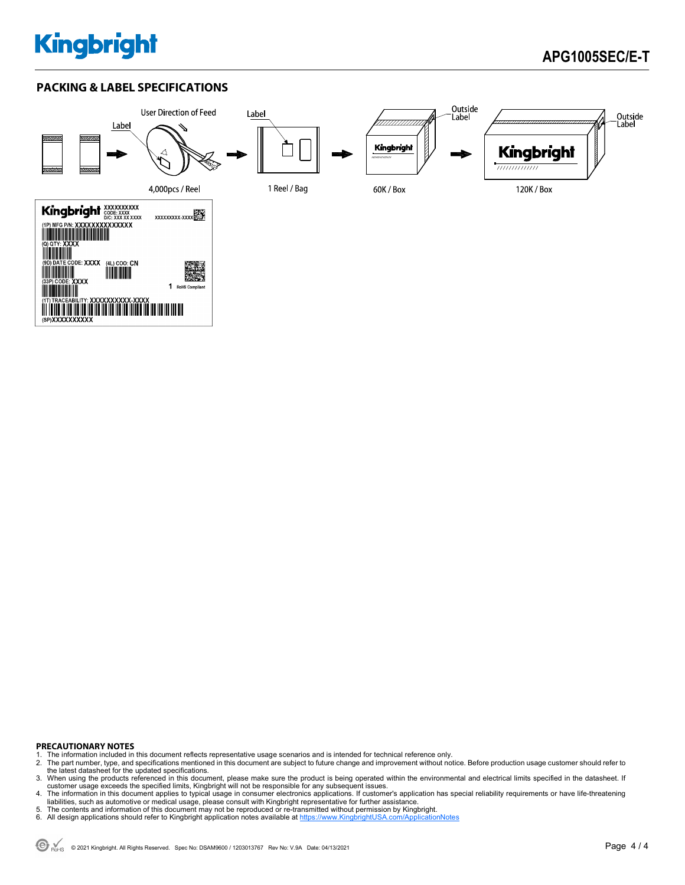## PACKING & LABEL SPECIFICATIONS

User Direction of Feed

Label

Label

Outside Label

Outside Label

4,000pcs / Reel

1 Reel / Bag

60K / Box

120K / Box

Kingbright XXXXXXXXXX CODE: XXXX D/C: XXX XX XXXX XXXXXXXXX-XXXX

(1P) MFG P/N: XXXXXXXXXXXXXX

(Q) QTY: XXXX

(9D) DATE CODE: XXXX (4L) COO: CN

(33P) CODE: XXXX

1 RoHS Compliant

(1T) TRACEABILITY: XXXXXXXXXXX-XXXX

(SP)XXXXXXXXXX

### PRECAUTIONARY NOTES

1. The information included in this document reflects representative usage scenarios and is intended for technical reference only.
2. The part number, type, and specifications mentioned in this document are subject to future change and improvement without notice. Before production usage customer should refer to the latest datasheet for the updated specifications.
3. When using the products referenced in this document, please make sure the product is being operated within the environmental and electrical limits specified in the datasheet. If customer usage exceeds the specified limits, Kingbright will not be responsible for any subsequent issues.
4. The information in this document applies to typical usage in consumer electronics applications. If customer's application has special reliability requirements or have life-threatening liabilities, such as automotive or medical usage, please consult with Kingbright representative for further assistance.
5. The contents and information of this document may not be reproduced or re-transmitted without permission by Kingbright.
6. All design applications should refer to Kingbright application notes available at https://www.KingbrightUSA.com/ApplicationNotes

© 2021 Kingbright. All Rights Reserved. Spec No: DSAM9600 / 1203013767 Rev No: V.9A Date: 04/13/2021